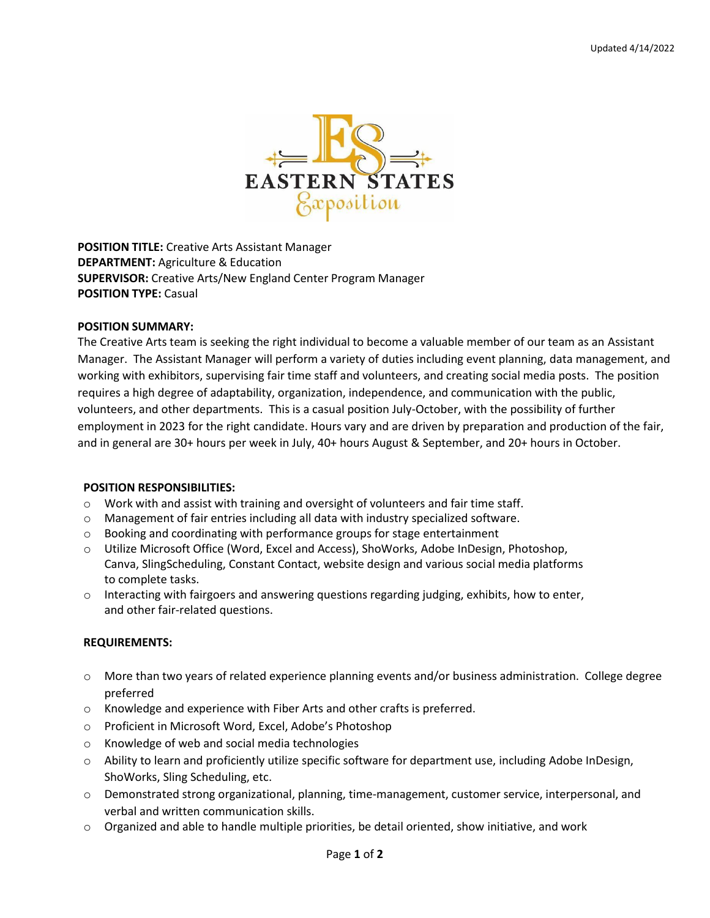Updated 4/14/2022

EASTERN STATES
Exposition

**POSITION TITLE:** Creative Arts Assistant Manager
**DEPARTMENT:** Agriculture & Education
**SUPERVISOR:** Creative Arts/New England Center Program Manager
**POSITION TYPE:** Casual

**POSITION SUMMARY:**

The Creative Arts team is seeking the right individual to become a valuable member of our team as an Assistant Manager. The Assistant Manager will perform a variety of duties including event planning, data management, and working with exhibitors, supervising fair time staff and volunteers, and creating social media posts. The position requires a high degree of adaptability, organization, independence, and communication with the public, volunteers, and other departments. This is a casual position July-October, with the possibility of further employment in 2023 for the right candidate. Hours vary and are driven by preparation and production of the fair, and in general are 30+ hours per week in July, 40+ hours August & September, and 20+ hours in October.

**POSITION RESPONSIBILITIES:**

- Work with and assist with training and oversight of volunteers and fair time staff.
- Management of fair entries including all data with industry specialized software.
- Booking and coordinating with performance groups for stage entertainment
- Utilize Microsoft Office (Word, Excel and Access), ShoWorks, Adobe InDesign, Photoshop, Canva, SlingScheduling, Constant Contact, website design and various social media platforms to complete tasks.
- Interacting with fairgoers and answering questions regarding judging, exhibits, how to enter, and other fair-related questions.

**REQUIREMENTS:**

- More than two years of related experience planning events and/or business administration. College degree preferred
- Knowledge and experience with Fiber Arts and other crafts is preferred.
- Proficient in Microsoft Word, Excel, Adobe's Photoshop
- Knowledge of web and social media technologies
- Ability to learn and proficiently utilize specific software for department use, including Adobe InDesign, ShoWorks, Sling Scheduling, etc.
- Demonstrated strong organizational, planning, time-management, customer service, interpersonal, and verbal and written communication skills.
- Organized and able to handle multiple priorities, be detail oriented, show initiative, and work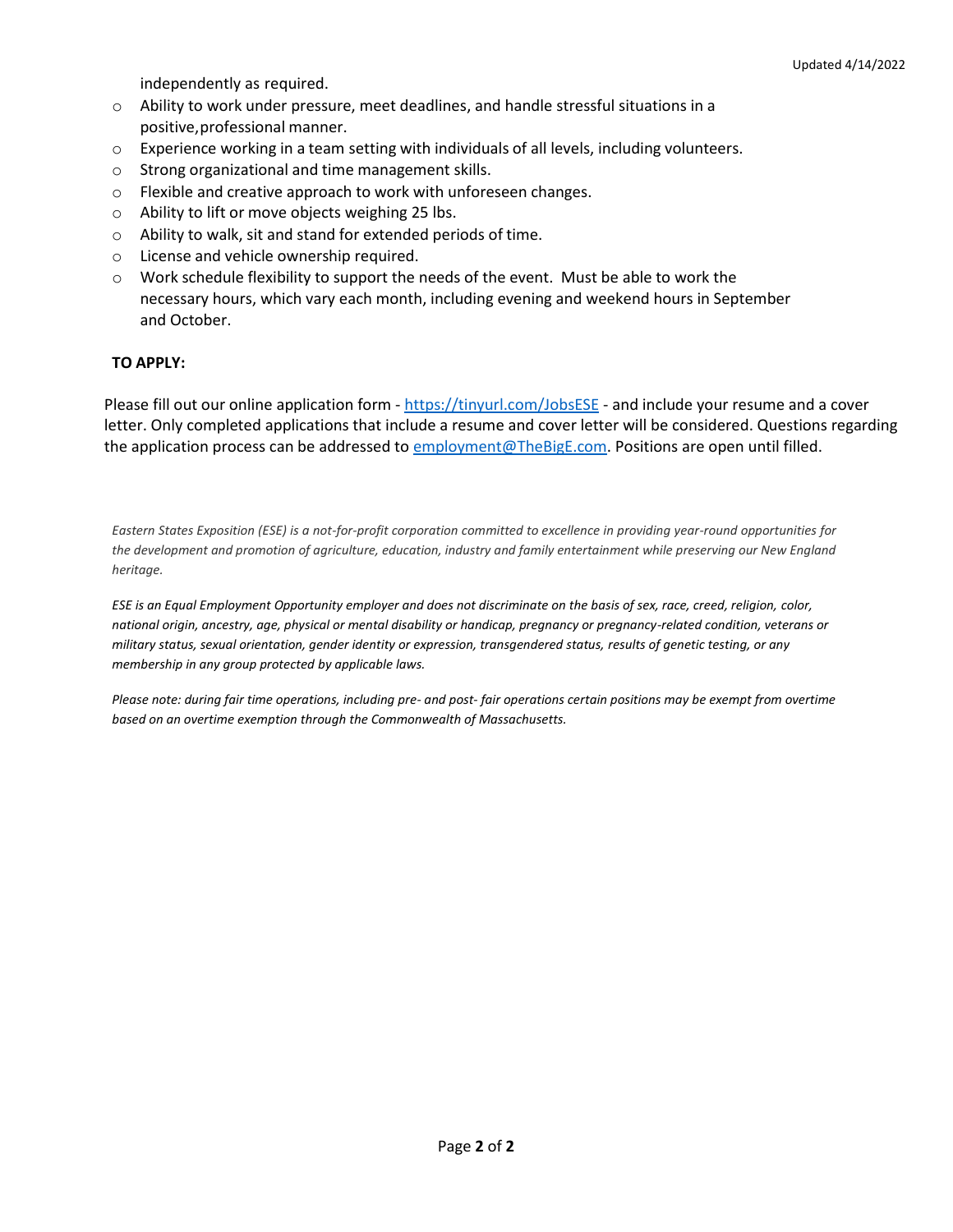independently as required.

- Ability to work under pressure, meet deadlines, and handle stressful situations in a positive, professional manner.
- Experience working in a team setting with individuals of all levels, including volunteers.
- Strong organizational and time management skills.
- Flexible and creative approach to work with unforeseen changes.
- Ability to lift or move objects weighing 25 lbs.
- Ability to walk, sit and stand for extended periods of time.
- License and vehicle ownership required.
- Work schedule flexibility to support the needs of the event. Must be able to work the necessary hours, which vary each month, including evening and weekend hours in September and October.

**TO APPLY:**

Please fill out our online application form - https://tinyurl.com/JobsESE - and include your resume and a cover letter. Only completed applications that include a resume and cover letter will be considered. Questions regarding the application process can be addressed to employment@TheBigE.com. Positions are open until filled.

*Eastern States Exposition (ESE) is a not-for-profit corporation committed to excellence in providing year-round opportunities for the development and promotion of agriculture, education, industry and family entertainment while preserving our New England heritage.*

*ESE is an Equal Employment Opportunity employer and does not discriminate on the basis of sex, race, creed, religion, color, national origin, ancestry, age, physical or mental disability or handicap, pregnancy or pregnancy-related condition, veterans or military status, sexual orientation, gender identity or expression, transgendered status, results of genetic testing, or any membership in any group protected by applicable laws.*

*Please note: during fair time operations, including pre- and post- fair operations certain positions may be exempt from overtime based on an overtime exemption through the Commonwealth of Massachusetts.*